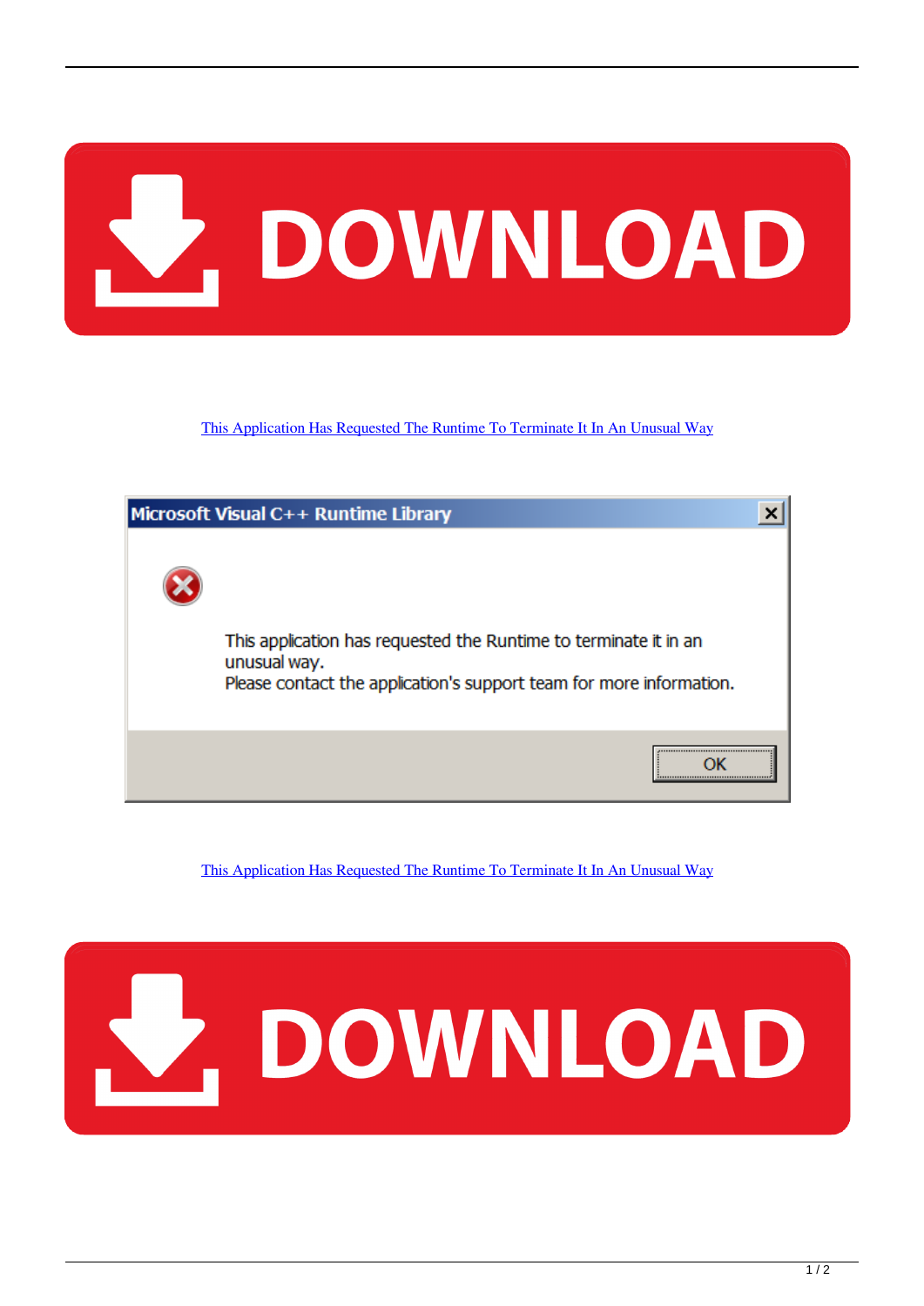[This Application Has Requested The Runtime To Terminate It In An Unusual Way]

Microsoft Visual C++ Runtime Library

This application has requested the Runtime to terminate it in an unusual way.
Please contact the application's support team for more information.

OK

[This Application Has Requested The Runtime To Terminate It In An Unusual Way]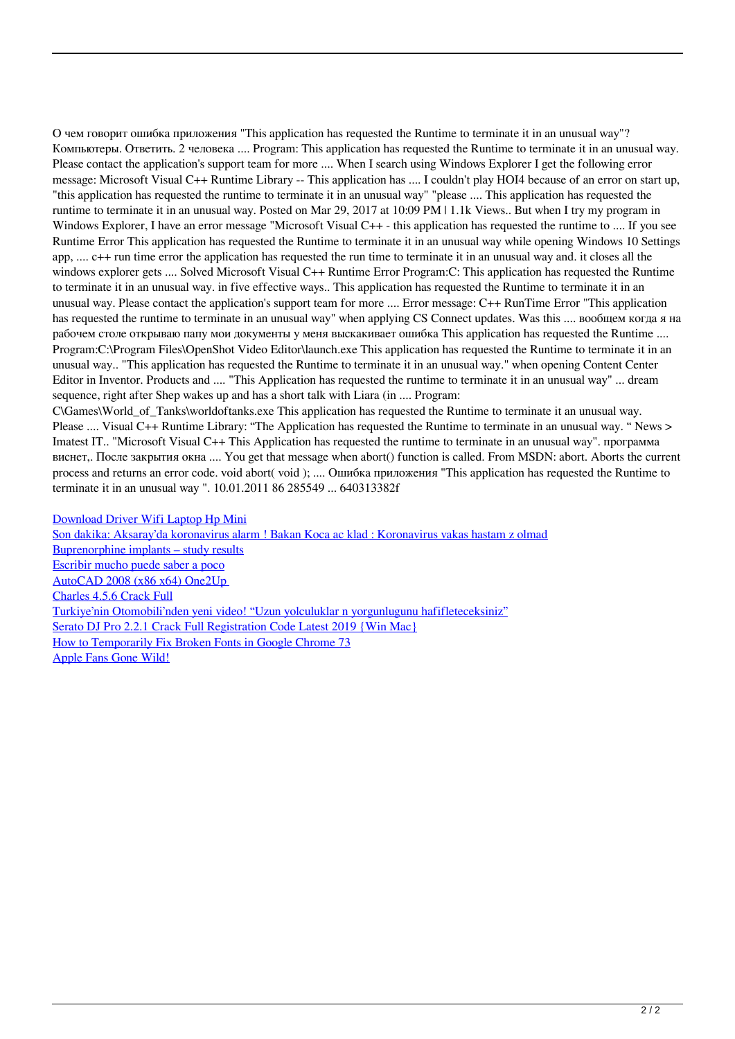О чем говорит ошибка приложения "This application has requested the Runtime to terminate it in an unusual way"? Компьютеры. Ответить. 2 человека .... Program: This application has requested the Runtime to terminate it in an unusual way. Please contact the application's support team for more .... When I search using Windows Explorer I get the following error message: Microsoft Visual C++ Runtime Library -- This application has .... I couldn't play HOI4 because of an error on start up, "this application has requested the runtime to terminate it in an unusual way" "please .... This application has requested the runtime to terminate it in an unusual way. Posted on Mar 29, 2017 at 10:09 PM | 1.1k Views.. But when I try my program in Windows Explorer, I have an error message "Microsoft Visual C++ - this application has requested the runtime to .... If you see Runtime Error This application has requested the Runtime to terminate it in an unusual way while opening Windows 10 Settings app, .... c++ run time error the application has requested the run time to terminate it in an unusual way and. it closes all the windows explorer gets .... Solved Microsoft Visual C++ Runtime Error Program:C: This application has requested the Runtime to terminate it in an unusual way. in five effective ways.. This application has requested the Runtime to terminate it in an unusual way. Please contact the application's support team for more .... Error message: C++ RunTime Error "This application has requested the runtime to terminate in an unusual way" when applying CS Connect updates. Was this .... вообщем когда я на рабочем столе открываю папу мои документы у меня выскакивает ошибка This application has requested the Runtime .... Program:C:\Program Files\OpenShot Video Editor\launch.exe This application has requested the Runtime to terminate it in an unusual way.. "This application has requested the Runtime to terminate it in an unusual way." when opening Content Center Editor in Inventor. Products and .... "This Application has requested the runtime to terminate it in an unusual way" ... dream sequence, right after Shep wakes up and has a short talk with Liara (in .... Program: C\Games\World_of_Tanks\worldoftanks.exe This application has requested the Runtime to terminate it an unusual way. Please .... Visual C++ Runtime Library: "The Application has requested the Runtime to terminate in an unusual way. " News > Imatest IT.. "Microsoft Visual C++ This Application has requested the runtime to terminate in an unusual way". программа виснет,. После закрытия окна .... You get that message when abort() function is called. From MSDN: abort. Aborts the current process and returns an error code. void abort( void ); .... Ошибка приложения "This application has requested the Runtime to terminate it in an unusual way ". 10.01.2011 86 285549 ... 640313382f

Download Driver Wifi Laptop Hp Mini
Son dakika: Aksaray'da koronavirus alarm ! Bakan Koca ac klad : Koronavirus vakas hastam z olmad
Buprenorphine implants – study results
Escribir mucho puede saber a poco
AutoCAD 2008 (x86 x64) One2Up
Charles 4.5.6 Crack Full
Turkiye'nin Otomobili'nden yeni video! "Uzun yolculuklar n yorgunlugunu hafifleteceksiniz"
Serato DJ Pro 2.2.1 Crack Full Registration Code Latest 2019 {Win Mac}
How to Temporarily Fix Broken Fonts in Google Chrome 73
Apple Fans Gone Wild!